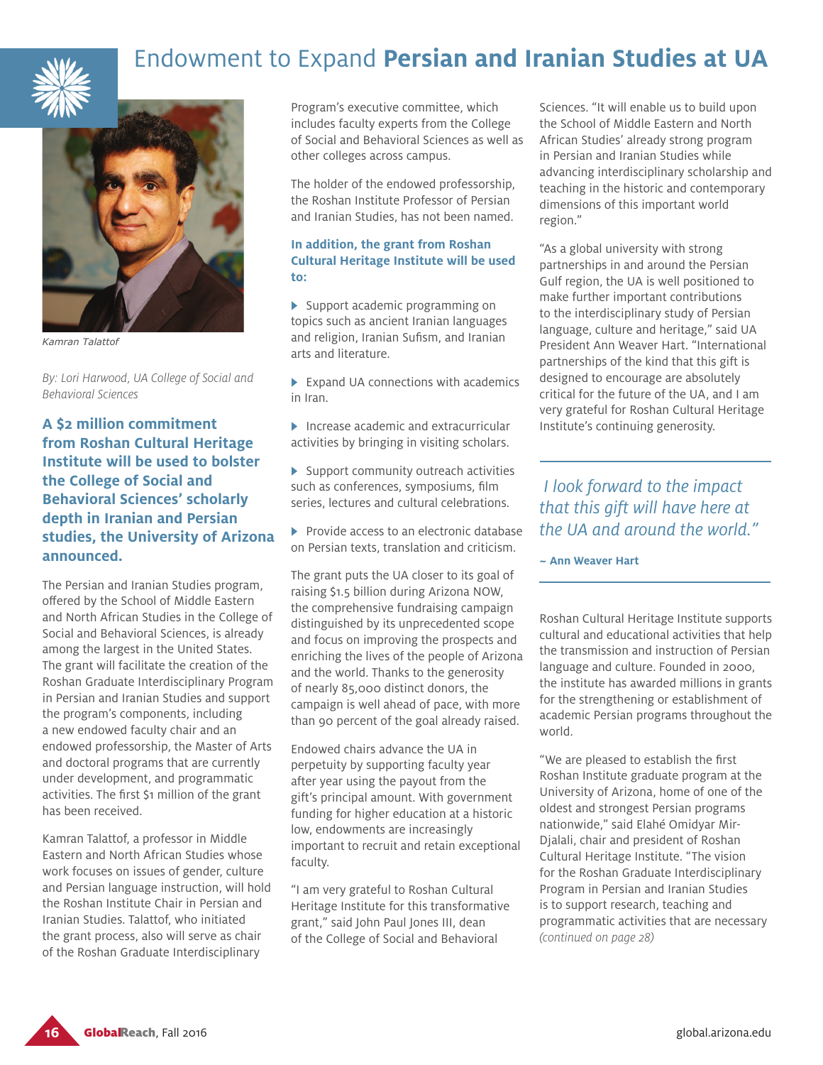# Endowment to Expand **Persian and Iranian Studies at UA**

*Kamran Talattof*

*By: Lori Harwood, UA College of Social and Behavioral Sciences*

**A $2 million commitment from Roshan Cultural Heritage Institute will be used to bolster the College of Social and Behavioral Sciences' scholarly depth in Iranian and Persian studies, the University of Arizona announced.**

The Persian and Iranian Studies program, offered by the School of Middle Eastern and North African Studies in the College of Social and Behavioral Sciences, is already among the largest in the United States. The grant will facilitate the creation of the Roshan Graduate Interdisciplinary Program in Persian and Iranian Studies and support the program's components, including a new endowed faculty chair and an endowed professorship, the Master of Arts and doctoral programs that are currently under development, and programmatic activities. The first $1 million of the grant has been received.

Kamran Talattof, a professor in Middle Eastern and North African Studies whose work focuses on issues of gender, culture and Persian language instruction, will hold the Roshan Institute Chair in Persian and Iranian Studies. Talattof, who initiated the grant process, also will serve as chair of the Roshan Graduate Interdisciplinary Program's executive committee, which includes faculty experts from the College of Social and Behavioral Sciences as well as other colleges across campus.

The holder of the endowed professorship, the Roshan Institute Professor of Persian and Iranian Studies, has not been named.

**In addition, the grant from Roshan Cultural Heritage Institute will be used to:**

- Support academic programming on topics such as ancient Iranian languages and religion, Iranian Sufism, and Iranian arts and literature.
- Expand UA connections with academics in Iran.
- Increase academic and extracurricular activities by bringing in visiting scholars.
- Support community outreach activities such as conferences, symposiums, film series, lectures and cultural celebrations.
- Provide access to an electronic database on Persian texts, translation and criticism.

The grant puts the UA closer to its goal of raising $1.5 billion during Arizona NOW, the comprehensive fundraising campaign distinguished by its unprecedented scope and focus on improving the prospects and enriching the lives of the people of Arizona and the world. Thanks to the generosity of nearly 85,000 distinct donors, the campaign is well ahead of pace, with more than 90 percent of the goal already raised.

Endowed chairs advance the UA in perpetuity by supporting faculty year after year using the payout from the gift's principal amount. With government funding for higher education at a historic low, endowments are increasingly important to recruit and retain exceptional faculty.

"I am very grateful to Roshan Cultural Heritage Institute for this transformative grant," said John Paul Jones III, dean of the College of Social and Behavioral Sciences. "It will enable us to build upon the School of Middle Eastern and North African Studies' already strong program in Persian and Iranian Studies while advancing interdisciplinary scholarship and teaching in the historic and contemporary dimensions of this important world region."

"As a global university with strong partnerships in and around the Persian Gulf region, the UA is well positioned to make further important contributions to the interdisciplinary study of Persian language, culture and heritage," said UA President Ann Weaver Hart. "International partnerships of the kind that this gift is designed to encourage are absolutely critical for the future of the UA, and I am very grateful for Roshan Cultural Heritage Institute's continuing generosity.

> *I look forward to the impact that this gift will have here at the UA and around the world."*
>
> **~ Ann Weaver Hart**

Roshan Cultural Heritage Institute supports cultural and educational activities that help the transmission and instruction of Persian language and culture. Founded in 2000, the institute has awarded millions in grants for the strengthening or establishment of academic Persian programs throughout the world.

"We are pleased to establish the first Roshan Institute graduate program at the University of Arizona, home of one of the oldest and strongest Persian programs nationwide," said Elahé Omidyar Mir-Djalali, chair and president of Roshan Cultural Heritage Institute. "The vision for the Roshan Graduate Interdisciplinary Program in Persian and Iranian Studies is to support research, teaching and programmatic activities that are necessary *(continued on page 28)*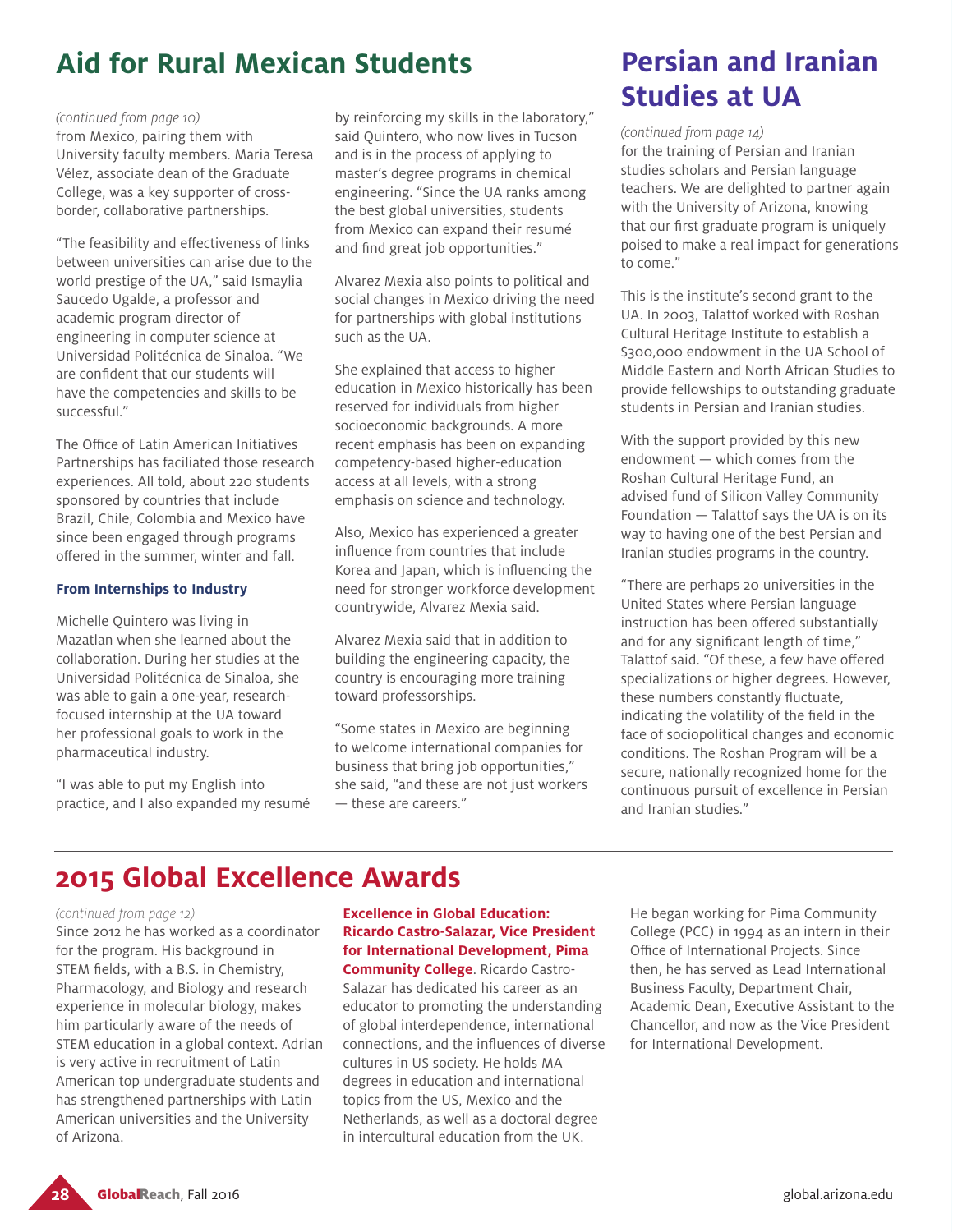# Aid for Rural Mexican Students

*(continued from page 10)*

from Mexico, pairing them with University faculty members. Maria Teresa Vélez, associate dean of the Graduate College, was a key supporter of cross-border, collaborative partnerships.

"The feasibility and effectiveness of links between universities can arise due to the world prestige of the UA," said Ismaylia Saucedo Ugalde, a professor and academic program director of engineering in computer science at Universidad Politécnica de Sinaloa. "We are confident that our students will have the competencies and skills to be successful."

The Office of Latin American Initiatives Partnerships has faciliated those research experiences. All told, about 220 students sponsored by countries that include Brazil, Chile, Colombia and Mexico have since been engaged through programs offered in the summer, winter and fall.

### From Internships to Industry

Michelle Quintero was living in Mazatlan when she learned about the collaboration. During her studies at the Universidad Politécnica de Sinaloa, she was able to gain a one-year, research-focused internship at the UA toward her professional goals to work in the pharmaceutical industry.

"I was able to put my English into practice, and I also expanded my resumé by reinforcing my skills in the laboratory," said Quintero, who now lives in Tucson and is in the process of applying to master's degree programs in chemical engineering. "Since the UA ranks among the best global universities, students from Mexico can expand their resumé and find great job opportunities."

Alvarez Mexia also points to political and social changes in Mexico driving the need for partnerships with global institutions such as the UA.

She explained that access to higher education in Mexico historically has been reserved for individuals from higher socioeconomic backgrounds. A more recent emphasis has been on expanding competency-based higher-education access at all levels, with a strong emphasis on science and technology.

Also, Mexico has experienced a greater influence from countries that include Korea and Japan, which is influencing the need for stronger workforce development countrywide, Alvarez Mexia said.

Alvarez Mexia said that in addition to building the engineering capacity, the country is encouraging more training toward professorships.

"Some states in Mexico are beginning to welcome international companies for business that bring job opportunities," she said, "and these are not just workers — these are careers."

# Persian and Iranian Studies at UA

*(continued from page 14)*

for the training of Persian and Iranian studies scholars and Persian language teachers. We are delighted to partner again with the University of Arizona, knowing that our first graduate program is uniquely poised to make a real impact for generations to come."

This is the institute's second grant to the UA. In 2003, Talattof worked with Roshan Cultural Heritage Institute to establish a $300,000 endowment in the UA School of Middle Eastern and North African Studies to provide fellowships to outstanding graduate students in Persian and Iranian studies.

With the support provided by this new endowment — which comes from the Roshan Cultural Heritage Fund, an advised fund of Silicon Valley Community Foundation — Talattof says the UA is on its way to having one of the best Persian and Iranian studies programs in the country.

"There are perhaps 20 universities in the United States where Persian language instruction has been offered substantially and for any significant length of time," Talattof said. "Of these, a few have offered specializations or higher degrees. However, these numbers constantly fluctuate, indicating the volatility of the field in the face of sociopolitical changes and economic conditions. The Roshan Program will be a secure, nationally recognized home for the continuous pursuit of excellence in Persian and Iranian studies."

# 2015 Global Excellence Awards

*(continued from page 12)*

Since 2012 he has worked as a coordinator for the program. His background in STEM fields, with a B.S. in Chemistry, Pharmacology, and Biology and research experience in molecular biology, makes him particularly aware of the needs of STEM education in a global context. Adrian is very active in recruitment of Latin American top undergraduate students and has strengthened partnerships with Latin American universities and the University of Arizona.

**Excellence in Global Education: Ricardo Castro-Salazar, Vice President for International Development, Pima Community College**. Ricardo Castro-Salazar has dedicated his career as an educator to promoting the understanding of global interdependence, international connections, and the influences of diverse cultures in US society. He holds MA degrees in education and international topics from the US, Mexico and the Netherlands, as well as a doctoral degree in intercultural education from the UK.

He began working for Pima Community College (PCC) in 1994 as an intern in their Office of International Projects. Since then, he has served as Lead International Business Faculty, Department Chair, Academic Dean, Executive Assistant to the Chancellor, and now as the Vice President for International Development.